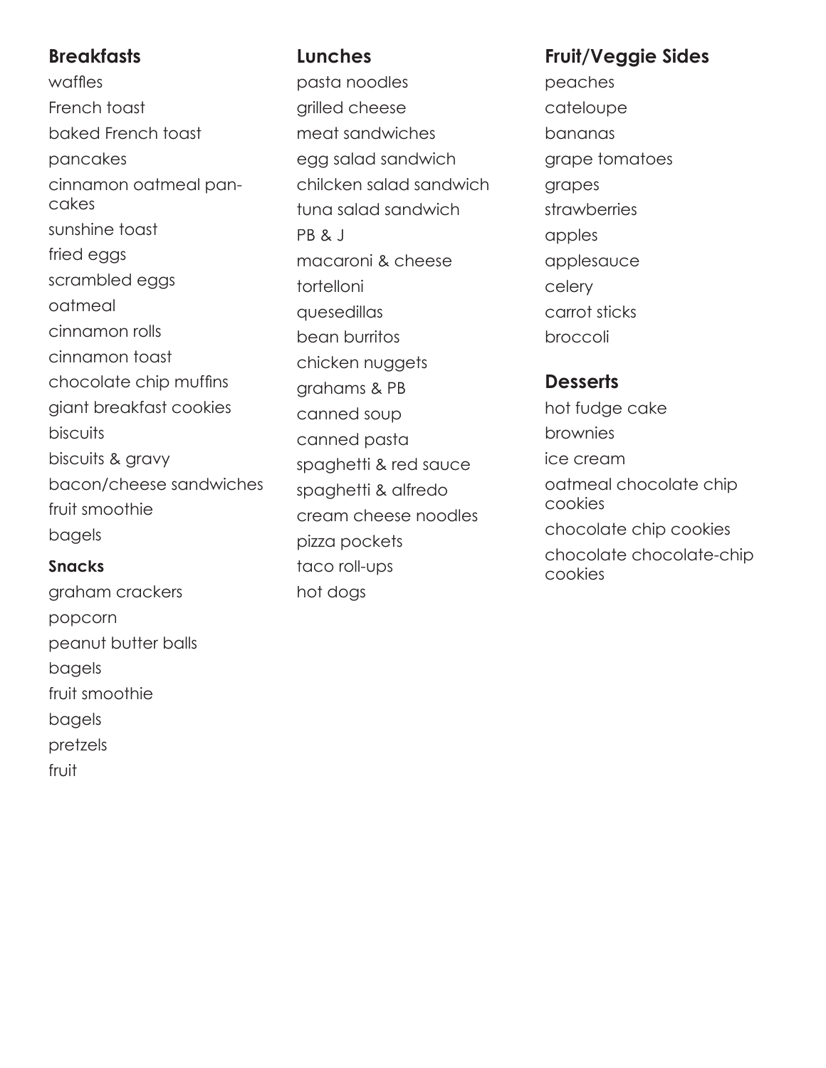## Breakfasts

waffles
French toast
baked French toast
pancakes
cinnamon oatmeal pancakes
sunshine toast
fried eggs
scrambled eggs
oatmeal
cinnamon rolls
cinnamon toast
chocolate chip muffins
giant breakfast cookies
biscuits
biscuits & gravy
bacon/cheese sandwiches
fruit smoothie
bagels

### Snacks

graham crackers
popcorn
peanut butter balls
bagels
fruit smoothie
bagels
pretzels
fruit

## Lunches

pasta noodles
grilled cheese
meat sandwiches
egg salad sandwich
chilcken salad sandwich
tuna salad sandwich
PB & J
macaroni & cheese
tortelloni
quesedillas
bean burritos
chicken nuggets
grahams & PB
canned soup
canned pasta
spaghetti & red sauce
spaghetti & alfredo
cream cheese noodles
pizza pockets
taco roll-ups
hot dogs

## Fruit/Veggie Sides

peaches
cateloupe
bananas
grape tomatoes
grapes
strawberries
apples
applesauce
celery
carrot sticks
broccoli

## Desserts

hot fudge cake
brownies
ice cream
oatmeal chocolate chip cookies
chocolate chip cookies
chocolate chocolate-chip cookies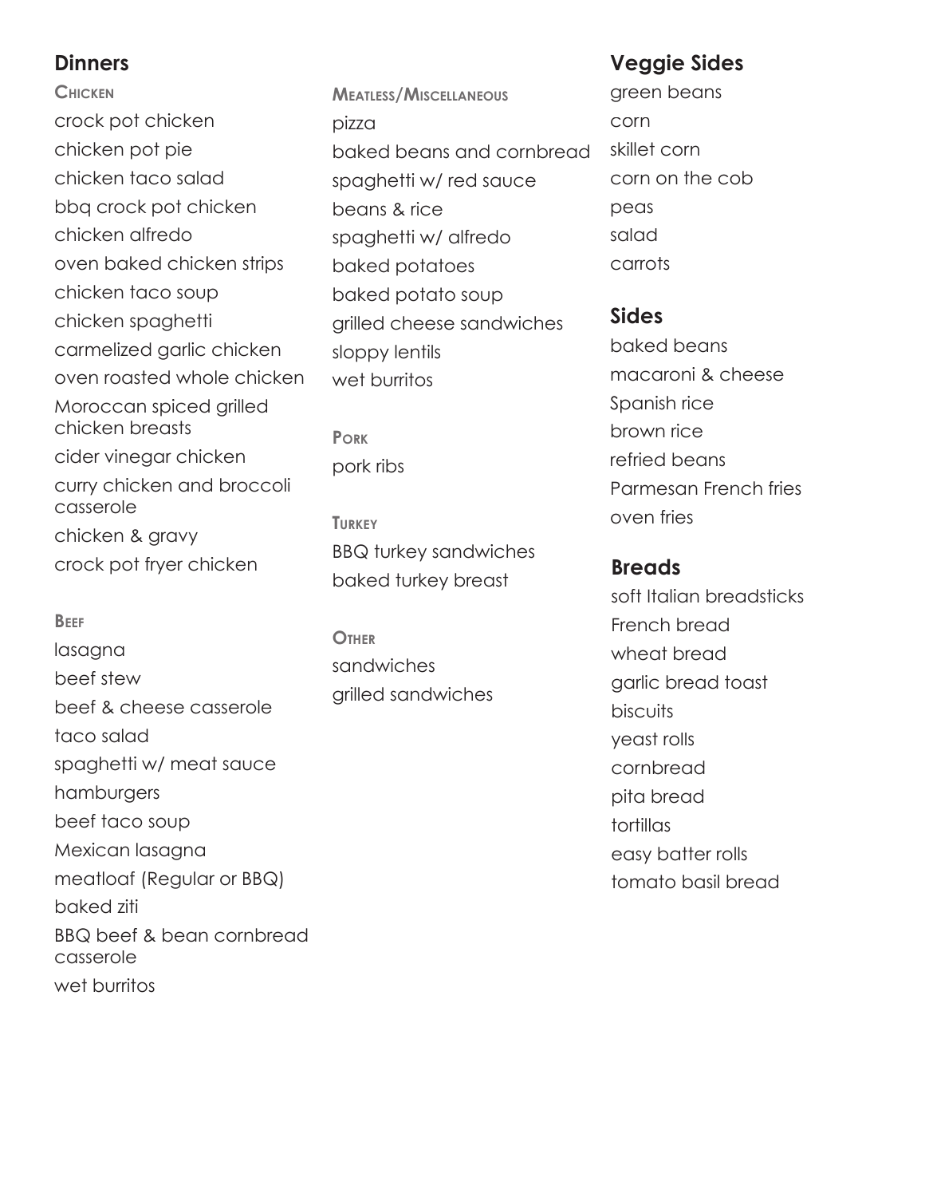## Dinners

### Chicken

crock pot chicken
chicken pot pie
chicken taco salad
bbq crock pot chicken
chicken alfredo
oven baked chicken strips
chicken taco soup
chicken spaghetti
carmelized garlic chicken
oven roasted whole chicken
Moroccan spiced grilled chicken breasts
cider vinegar chicken
curry chicken and broccoli casserole
chicken & gravy
crock pot fryer chicken

### Beef

lasagna
beef stew
beef & cheese casserole
taco salad
spaghetti w/ meat sauce
hamburgers
beef taco soup
Mexican lasagna
meatloaf (Regular or BBQ)
baked ziti
BBQ beef & bean cornbread casserole
wet burritos

### Meatless/Miscellaneous

pizza
baked beans and cornbread
spaghetti w/ red sauce
beans & rice
spaghetti w/ alfredo
baked potatoes
baked potato soup
grilled cheese sandwiches
sloppy lentils
wet burritos

### Pork

pork ribs

### Turkey

BBQ turkey sandwiches
baked turkey breast

### Other

sandwiches
grilled sandwiches

## Veggie Sides

green beans
corn
skillet corn
corn on the cob
peas
salad
carrots

## Sides

baked beans
macaroni & cheese
Spanish rice
brown rice
refried beans
Parmesan French fries
oven fries

## Breads

soft Italian breadsticks
French bread
wheat bread
garlic bread toast
biscuits
yeast rolls
cornbread
pita bread
tortillas
easy batter rolls
tomato basil bread